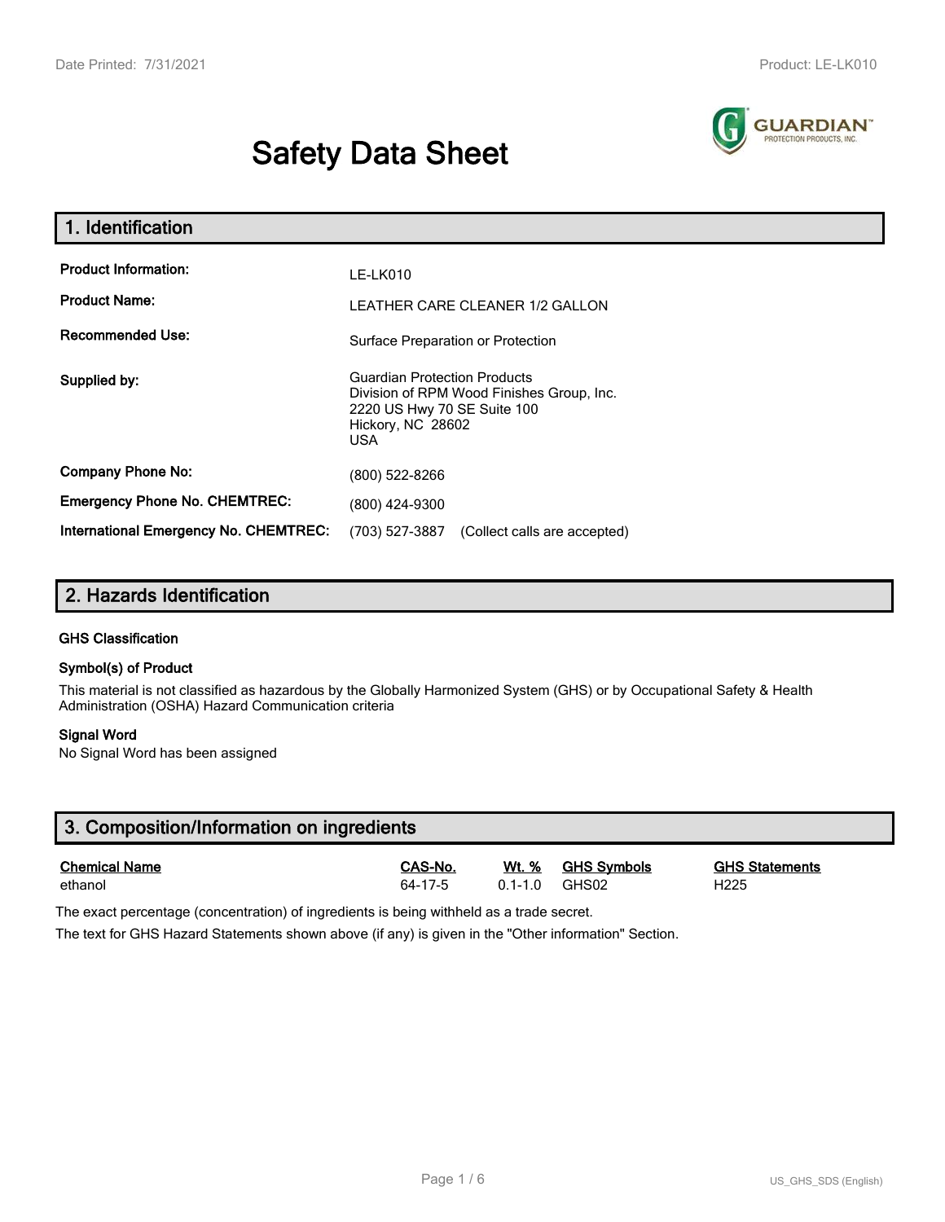# Safety Data Sheet

## 1. Identification

| | |
|---|---|
| **Product Information:** | LE-LK010 |
| **Product Name:** | LEATHER CARE CLEANER 1/2 GALLON |
| **Recommended Use:** | Surface Preparation or Protection |
| **Supplied by:** | Guardian Protection Products<br>Division of RPM Wood Finishes Group, Inc.<br>2220 US Hwy 70 SE Suite 100<br>Hickory, NC 28602<br>USA |
| **Company Phone No:** | (800) 522-8266 |
| **Emergency Phone No. CHEMTREC:** | (800) 424-9300 |
| **International Emergency No. CHEMTREC:** | (703) 527-3887 (Collect calls are accepted) |

## 2. Hazards Identification

### GHS Classification

### Symbol(s) of Product

This material is not classified as hazardous by the Globally Harmonized System (GHS) or by Occupational Safety & Health Administration (OSHA) Hazard Communication criteria

### Signal Word

No Signal Word has been assigned

## 3. Composition/Information on ingredients

| Chemical Name | CAS-No. | Wt. % | GHS Symbols | GHS Statements |
|---|---|---|---|---|
| ethanol | 64-17-5 | 0.1-1.0 | GHS02 | H225 |

The exact percentage (concentration) of ingredients is being withheld as a trade secret.

The text for GHS Hazard Statements shown above (if any) is given in the "Other information" Section.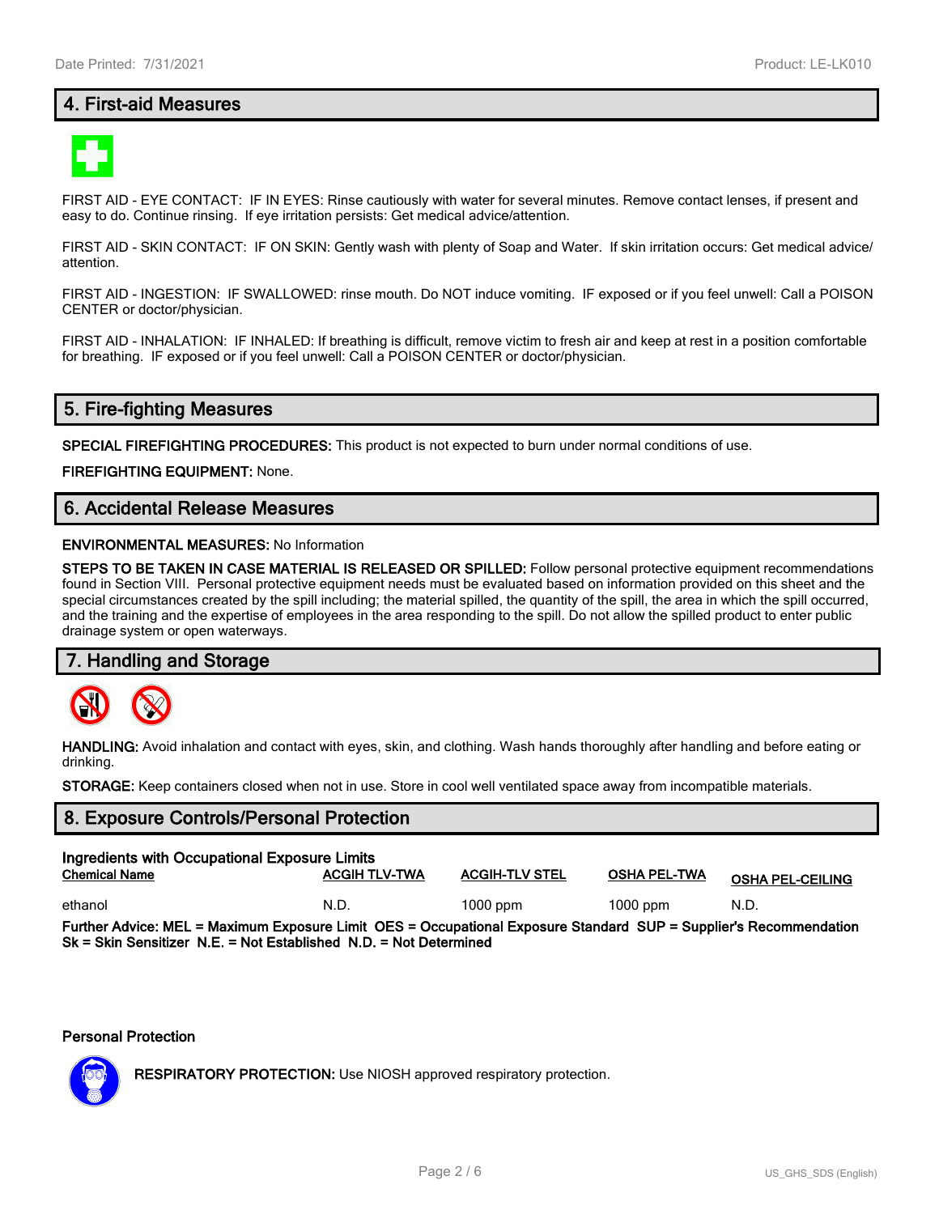## 4. First-aid Measures

FIRST AID - EYE CONTACT: IF IN EYES: Rinse cautiously with water for several minutes. Remove contact lenses, if present and easy to do. Continue rinsing. If eye irritation persists: Get medical advice/attention.

FIRST AID - SKIN CONTACT: IF ON SKIN: Gently wash with plenty of Soap and Water. If skin irritation occurs: Get medical advice/ attention.

FIRST AID - INGESTION: IF SWALLOWED: rinse mouth. Do NOT induce vomiting. IF exposed or if you feel unwell: Call a POISON CENTER or doctor/physician.

FIRST AID - INHALATION: IF INHALED: If breathing is difficult, remove victim to fresh air and keep at rest in a position comfortable for breathing. IF exposed or if you feel unwell: Call a POISON CENTER or doctor/physician.

## 5. Fire-fighting Measures

**SPECIAL FIREFIGHTING PROCEDURES:** This product is not expected to burn under normal conditions of use.

**FIREFIGHTING EQUIPMENT:** None.

## 6. Accidental Release Measures

**ENVIRONMENTAL MEASURES:** No Information

**STEPS TO BE TAKEN IN CASE MATERIAL IS RELEASED OR SPILLED:** Follow personal protective equipment recommendations found in Section VIII. Personal protective equipment needs must be evaluated based on information provided on this sheet and the special circumstances created by the spill including; the material spilled, the quantity of the spill, the area in which the spill occurred, and the training and the expertise of employees in the area responding to the spill. Do not allow the spilled product to enter public drainage system or open waterways.

## 7. Handling and Storage

**HANDLING:** Avoid inhalation and contact with eyes, skin, and clothing. Wash hands thoroughly after handling and before eating or drinking.

**STORAGE:** Keep containers closed when not in use. Store in cool well ventilated space away from incompatible materials.

## 8. Exposure Controls/Personal Protection

**Ingredients with Occupational Exposure Limits**

| Chemical Name | ACGIH TLV-TWA | ACGIH-TLV STEL | OSHA PEL-TWA | OSHA PEL-CEILING |
|---|---|---|---|---|
| ethanol | N.D. | 1000 ppm | 1000 ppm | N.D. |

**Further Advice: MEL = Maximum Exposure Limit OES = Occupational Exposure Standard SUP = Supplier's Recommendation Sk = Skin Sensitizer N.E. = Not Established N.D. = Not Determined**

**Personal Protection**

**RESPIRATORY PROTECTION:** Use NIOSH approved respiratory protection.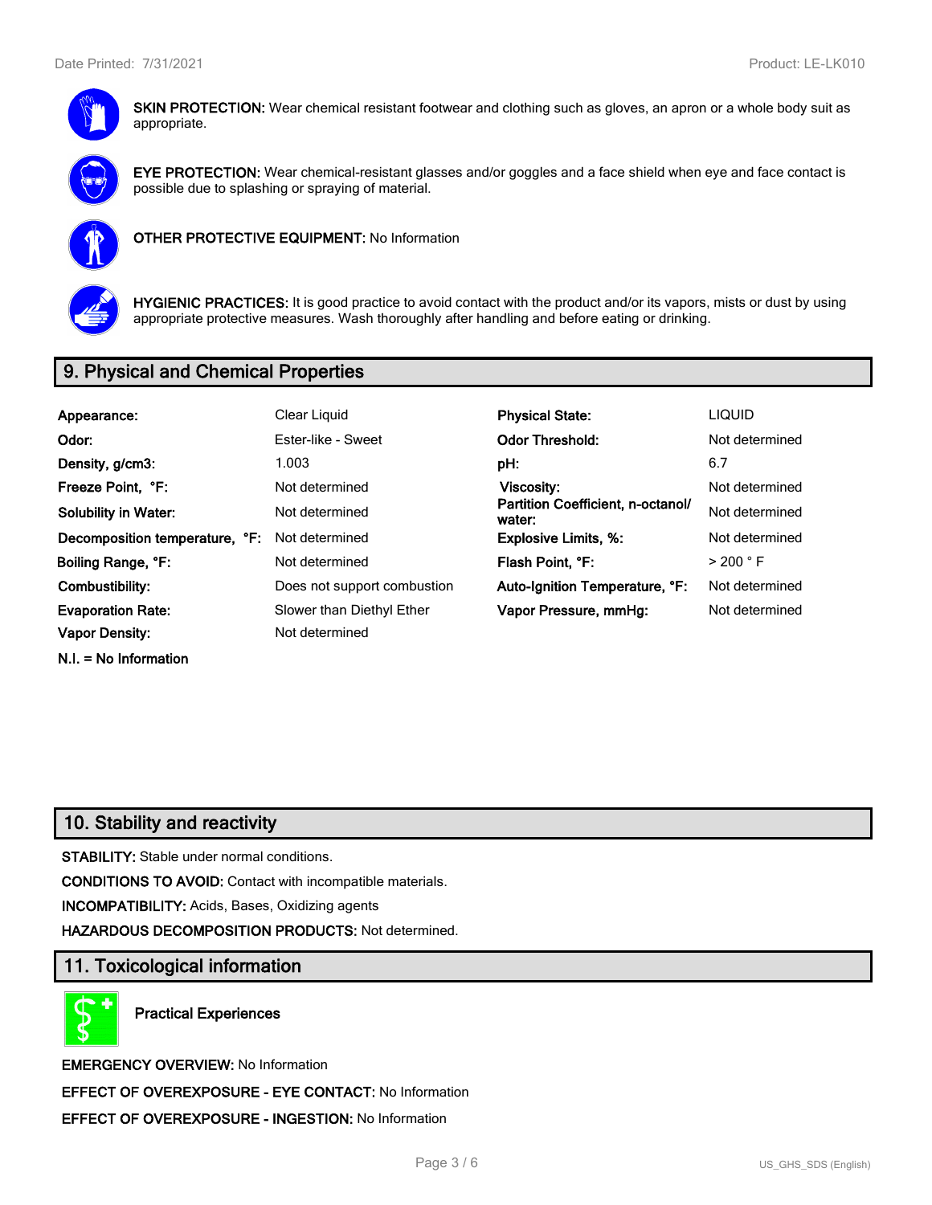**SKIN PROTECTION:** Wear chemical resistant footwear and clothing such as gloves, an apron or a whole body suit as appropriate.

**EYE PROTECTION:** Wear chemical-resistant glasses and/or goggles and a face shield when eye and face contact is possible due to splashing or spraying of material.

**OTHER PROTECTIVE EQUIPMENT:** No Information

**HYGIENIC PRACTICES:** It is good practice to avoid contact with the product and/or its vapors, mists or dust by using appropriate protective measures. Wash thoroughly after handling and before eating or drinking.

## 9. Physical and Chemical Properties

| | | | |
|---|---|---|---|
| **Appearance:** | Clear Liquid | **Physical State:** | LIQUID |
| **Odor:** | Ester-like - Sweet | **Odor Threshold:** | Not determined |
| **Density, g/cm3:** | 1.003 | **pH:** | 6.7 |
| **Freeze Point, °F:** | Not determined | **Viscosity:** | Not determined |
| **Solubility in Water:** | Not determined | **Partition Coefficient, n-octanol/ water:** | Not determined |
| **Decomposition temperature, °F:** | Not determined | **Explosive Limits, %:** | Not determined |
| **Boiling Range, °F:** | Not determined | **Flash Point, °F:** | > 200 ° F |
| **Combustibility:** | Does not support combustion | **Auto-Ignition Temperature, °F:** | Not determined |
| **Evaporation Rate:** | Slower than Diethyl Ether | **Vapor Pressure, mmHg:** | Not determined |
| **Vapor Density:** | Not determined | | |

**N.I. = No Information**

## 10. Stability and reactivity

**STABILITY:** Stable under normal conditions.

**CONDITIONS TO AVOID:** Contact with incompatible materials.

**INCOMPATIBILITY:** Acids, Bases, Oxidizing agents

**HAZARDOUS DECOMPOSITION PRODUCTS:** Not determined.

## 11. Toxicological information

**Practical Experiences**

**EMERGENCY OVERVIEW:** No Information

**EFFECT OF OVEREXPOSURE - EYE CONTACT:** No Information

**EFFECT OF OVEREXPOSURE - INGESTION:** No Information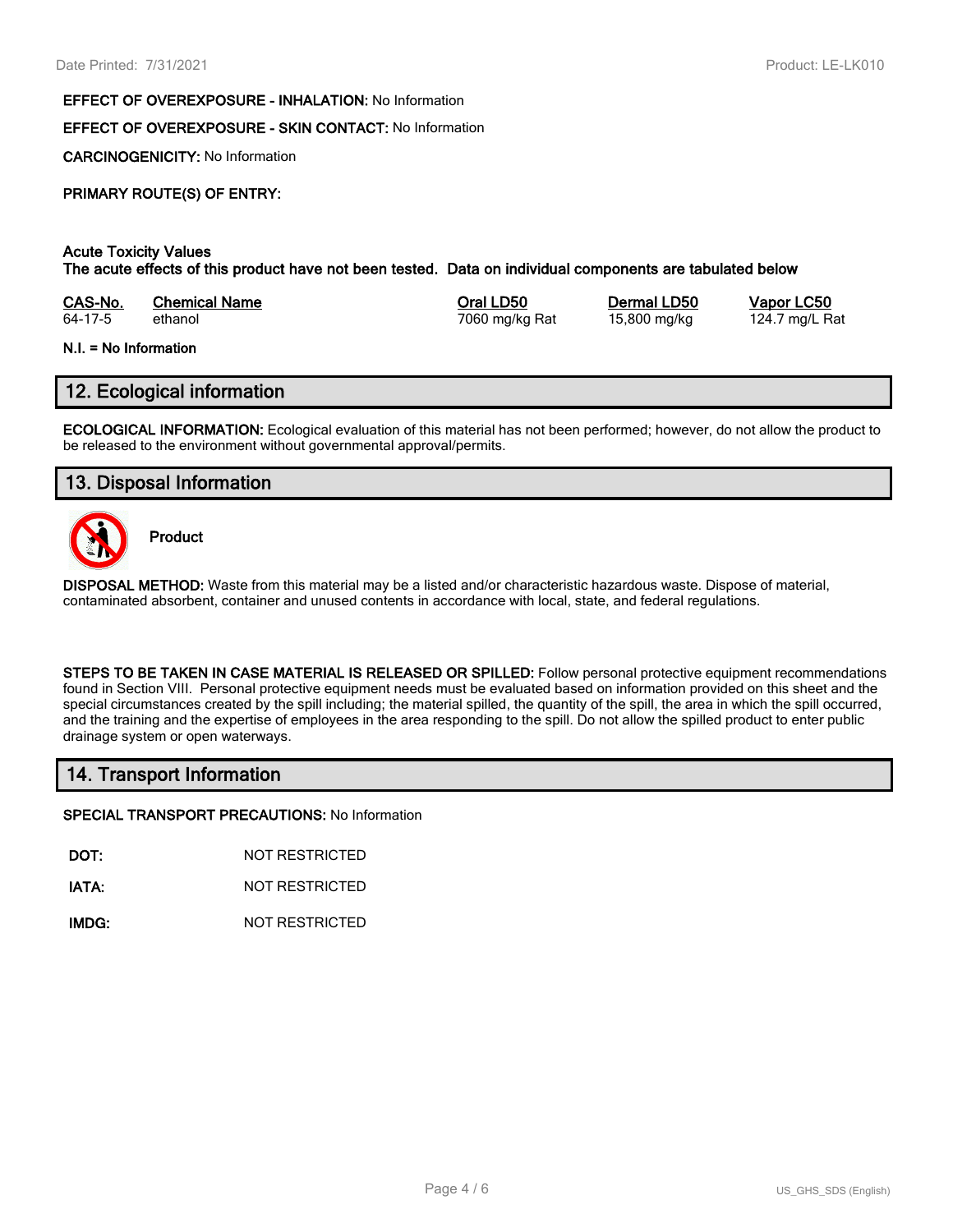**EFFECT OF OVEREXPOSURE - INHALATION:** No Information

**EFFECT OF OVEREXPOSURE - SKIN CONTACT:** No Information

**CARCINOGENICITY:** No Information

**PRIMARY ROUTE(S) OF ENTRY:**

**Acute Toxicity Values**
**The acute effects of this product have not been tested. Data on individual components are tabulated below**

| CAS-No. | Chemical Name | Oral LD50 | Dermal LD50 | Vapor LC50 |
|---|---|---|---|---|
| 64-17-5 | ethanol | 7060 mg/kg Rat | 15,800 mg/kg | 124.7 mg/L Rat |

**N.I. = No Information**

## 12. Ecological information

**ECOLOGICAL INFORMATION:** Ecological evaluation of this material has not been performed; however, do not allow the product to be released to the environment without governmental approval/permits.

## 13. Disposal Information

**Product**

**DISPOSAL METHOD:** Waste from this material may be a listed and/or characteristic hazardous waste. Dispose of material, contaminated absorbent, container and unused contents in accordance with local, state, and federal regulations.

**STEPS TO BE TAKEN IN CASE MATERIAL IS RELEASED OR SPILLED:** Follow personal protective equipment recommendations found in Section VIII. Personal protective equipment needs must be evaluated based on information provided on this sheet and the special circumstances created by the spill including; the material spilled, the quantity of the spill, the area in which the spill occurred, and the training and the expertise of employees in the area responding to the spill. Do not allow the spilled product to enter public drainage system or open waterways.

## 14. Transport Information

**SPECIAL TRANSPORT PRECAUTIONS:** No Information

**DOT:** NOT RESTRICTED

**IATA:** NOT RESTRICTED

**IMDG:** NOT RESTRICTED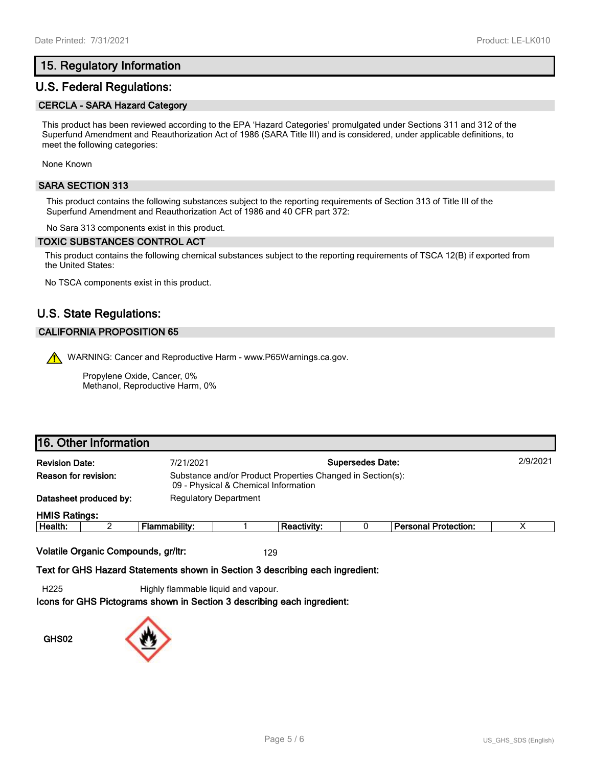## 15. Regulatory Information

## U.S. Federal Regulations:

### CERCLA - SARA Hazard Category

This product has been reviewed according to the EPA 'Hazard Categories' promulgated under Sections 311 and 312 of the Superfund Amendment and Reauthorization Act of 1986 (SARA Title III) and is considered, under applicable definitions, to meet the following categories:

None Known

### SARA SECTION 313

This product contains the following substances subject to the reporting requirements of Section 313 of Title III of the Superfund Amendment and Reauthorization Act of 1986 and 40 CFR part 372:

No Sara 313 components exist in this product.

### TOXIC SUBSTANCES CONTROL ACT

This product contains the following chemical substances subject to the reporting requirements of TSCA 12(B) if exported from the United States:

No TSCA components exist in this product.

## U.S. State Regulations:

### CALIFORNIA PROPOSITION 65

WARNING: Cancer and Reproductive Harm - www.P65Warnings.ca.gov.

Propylene Oxide, Cancer, 0%
Methanol, Reproductive Harm, 0%

## 16. Other Information

**Revision Date:** 7/21/2021 **Supersedes Date:** 2/9/2021

**Reason for revision:** Substance and/or Product Properties Changed in Section(s):
09 - Physical & Chemical Information

**Datasheet produced by:** Regulatory Department

**HMIS Ratings:**

| Health: | 2 | Flammability: | 1 | Reactivity: | 0 | Personal Protection: | X |
|---|---|---|---|---|---|---|---|

**Volatile Organic Compounds, gr/ltr:** 129

**Text for GHS Hazard Statements shown in Section 3 describing each ingredient:**

H225 Highly flammable liquid and vapour.

**Icons for GHS Pictograms shown in Section 3 describing each ingredient:**

GHS02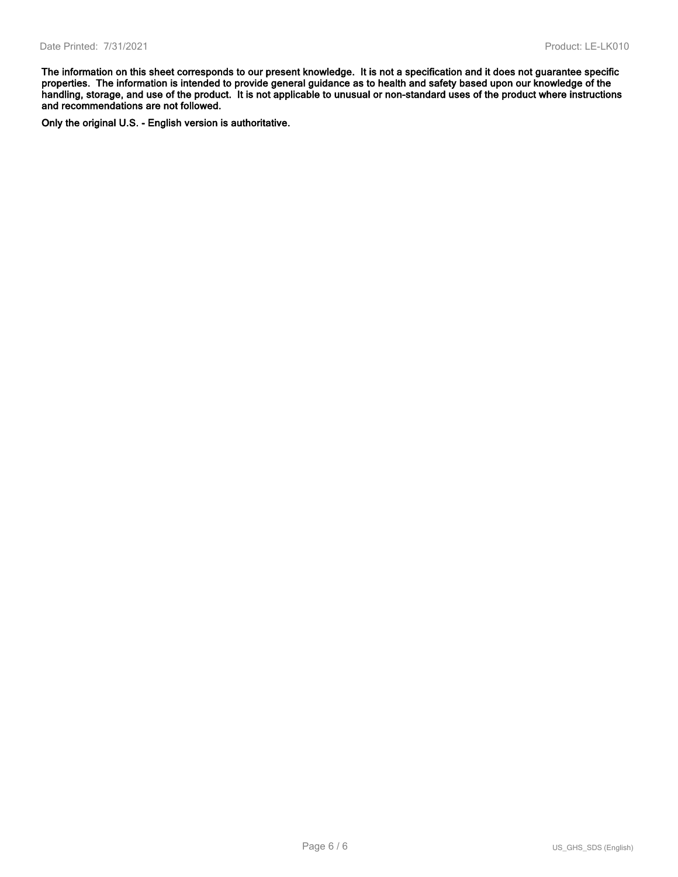**The information on this sheet corresponds to our present knowledge. It is not a specification and it does not guarantee specific properties. The information is intended to provide general guidance as to health and safety based upon our knowledge of the handling, storage, and use of the product. It is not applicable to unusual or non-standard uses of the product where instructions and recommendations are not followed.**

**Only the original U.S. - English version is authoritative.**